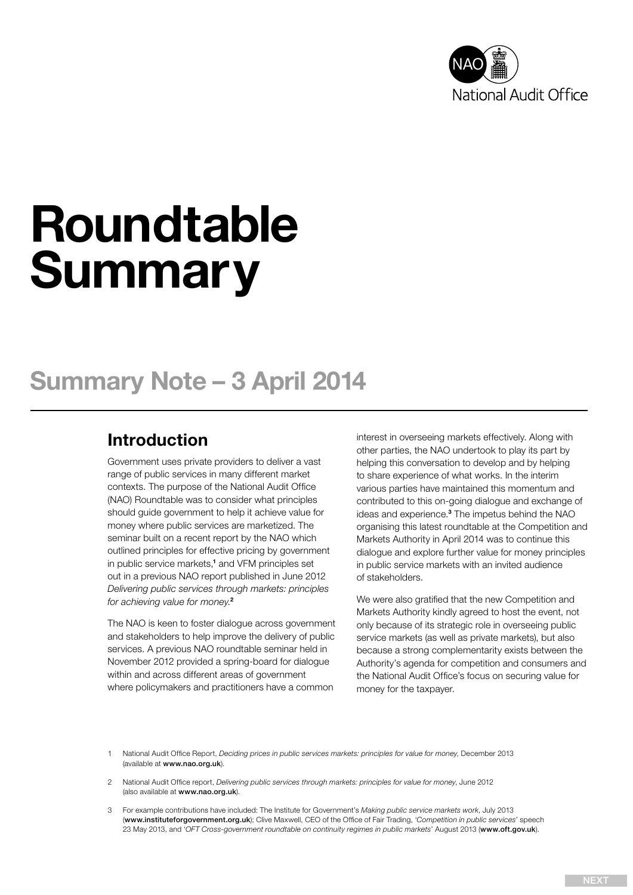# Roundtable Summary

## Summary Note – 3 April 2014

### Introduction

Government uses private providers to deliver a vast range of public services in many different market contexts. The purpose of the National Audit Office (NAO) Roundtable was to consider what principles should guide government to help it achieve value for money where public services are marketized. The seminar built on a recent report by the NAO which outlined principles for effective pricing by government in public service markets,[1] and VFM principles set out in a previous NAO report published in June 2012 *Delivering public services through markets: principles for achieving value for money.*[2]

The NAO is keen to foster dialogue across government and stakeholders to help improve the delivery of public services. A previous NAO roundtable seminar held in November 2012 provided a spring-board for dialogue within and across different areas of government where policymakers and practitioners have a common interest in overseeing markets effectively. Along with other parties, the NAO undertook to play its part by helping this conversation to develop and by helping to share experience of what works. In the interim various parties have maintained this momentum and contributed to this on-going dialogue and exchange of ideas and experience.[3] The impetus behind the NAO organising this latest roundtable at the Competition and Markets Authority in April 2014 was to continue this dialogue and explore further value for money principles in public service markets with an invited audience of stakeholders.

We were also gratified that the new Competition and Markets Authority kindly agreed to host the event, not only because of its strategic role in overseeing public service markets (as well as private markets), but also because a strong complementarity exists between the Authority's agenda for competition and consumers and the National Audit Office's focus on securing value for money for the taxpayer.

1 National Audit Office Report, *Deciding prices in public services markets: principles for value for money*, December 2013 (available at **www.nao.org.uk**).

2 National Audit Office report, *Delivering public services through markets: principles for value for money*, June 2012 (also available at **www.nao.org.uk**).

3 For example contributions have included: The Institute for Government's *Making public service markets work*, July 2013 (**www.instituteforgovernment.org.uk**); Clive Maxwell, CEO of the Office of Fair Trading, '*Competition in public services*' speech 23 May 2013, and '*OFT Cross-government roundtable on continuity regimes in public markets*' August 2013 (**www.oft.gov.uk**).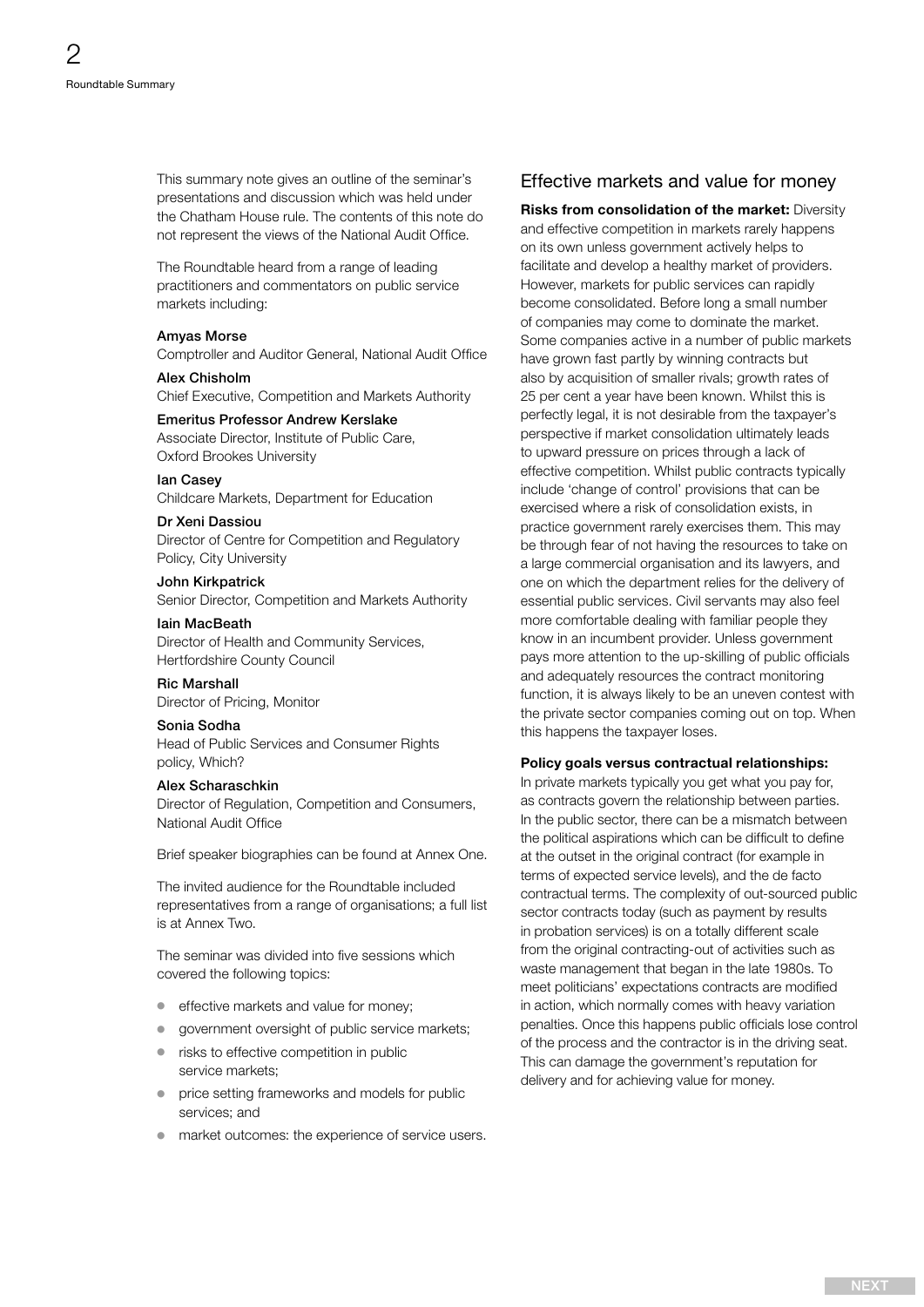This summary note gives an outline of the seminar's presentations and discussion which was held under the Chatham House rule. The contents of this note do not represent the views of the National Audit Office.

The Roundtable heard from a range of leading practitioners and commentators on public service markets including:

**Amyas Morse**
Comptroller and Auditor General, National Audit Office

**Alex Chisholm**
Chief Executive, Competition and Markets Authority

**Emeritus Professor Andrew Kerslake**
Associate Director, Institute of Public Care, Oxford Brookes University

**Ian Casey**
Childcare Markets, Department for Education

**Dr Xeni Dassiou**
Director of Centre for Competition and Regulatory Policy, City University

**John Kirkpatrick**
Senior Director, Competition and Markets Authority

**Iain MacBeath**
Director of Health and Community Services, Hertfordshire County Council

**Ric Marshall**
Director of Pricing, Monitor

**Sonia Sodha**
Head of Public Services and Consumer Rights policy, Which?

**Alex Scharaschkin**
Director of Regulation, Competition and Consumers, National Audit Office

Brief speaker biographies can be found at Annex One.

The invited audience for the Roundtable included representatives from a range of organisations; a full list is at Annex Two.

The seminar was divided into five sessions which covered the following topics:

- effective markets and value for money;
- government oversight of public service markets;
- risks to effective competition in public service markets;
- price setting frameworks and models for public services; and
- market outcomes: the experience of service users.

## Effective markets and value for money

**Risks from consolidation of the market:** Diversity and effective competition in markets rarely happens on its own unless government actively helps to facilitate and develop a healthy market of providers. However, markets for public services can rapidly become consolidated. Before long a small number of companies may come to dominate the market. Some companies active in a number of public markets have grown fast partly by winning contracts but also by acquisition of smaller rivals; growth rates of 25 per cent a year have been known. Whilst this is perfectly legal, it is not desirable from the taxpayer's perspective if market consolidation ultimately leads to upward pressure on prices through a lack of effective competition. Whilst public contracts typically include 'change of control' provisions that can be exercised where a risk of consolidation exists, in practice government rarely exercises them. This may be through fear of not having the resources to take on a large commercial organisation and its lawyers, and one on which the department relies for the delivery of essential public services. Civil servants may also feel more comfortable dealing with familiar people they know in an incumbent provider. Unless government pays more attention to the up-skilling of public officials and adequately resources the contract monitoring function, it is always likely to be an uneven contest with the private sector companies coming out on top. When this happens the taxpayer loses.

**Policy goals versus contractual relationships:** In private markets typically you get what you pay for, as contracts govern the relationship between parties. In the public sector, there can be a mismatch between the political aspirations which can be difficult to define at the outset in the original contract (for example in terms of expected service levels), and the de facto contractual terms. The complexity of out-sourced public sector contracts today (such as payment by results in probation services) is on a totally different scale from the original contracting-out of activities such as waste management that began in the late 1980s. To meet politicians' expectations contracts are modified in action, which normally comes with heavy variation penalties. Once this happens public officials lose control of the process and the contractor is in the driving seat. This can damage the government's reputation for delivery and for achieving value for money.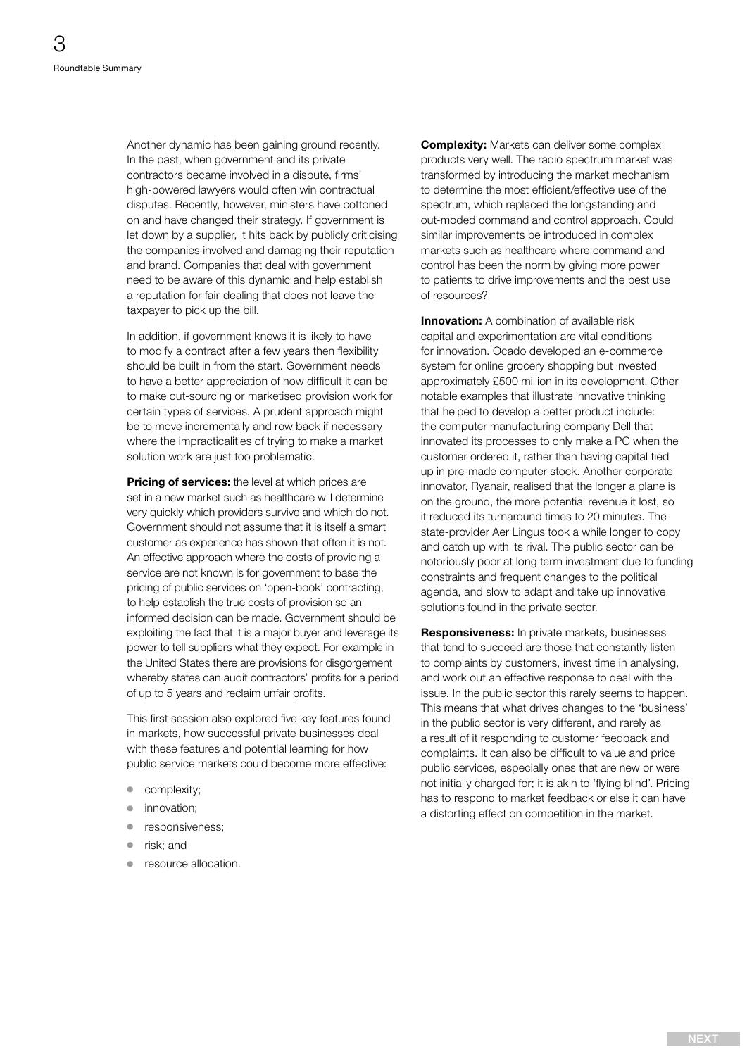Another dynamic has been gaining ground recently. In the past, when government and its private contractors became involved in a dispute, firms' high-powered lawyers would often win contractual disputes. Recently, however, ministers have cottoned on and have changed their strategy. If government is let down by a supplier, it hits back by publicly criticising the companies involved and damaging their reputation and brand. Companies that deal with government need to be aware of this dynamic and help establish a reputation for fair-dealing that does not leave the taxpayer to pick up the bill.

In addition, if government knows it is likely to have to modify a contract after a few years then flexibility should be built in from the start. Government needs to have a better appreciation of how difficult it can be to make out-sourcing or marketised provision work for certain types of services. A prudent approach might be to move incrementally and row back if necessary where the impracticalities of trying to make a market solution work are just too problematic.

**Pricing of services:** the level at which prices are set in a new market such as healthcare will determine very quickly which providers survive and which do not. Government should not assume that it is itself a smart customer as experience has shown that often it is not. An effective approach where the costs of providing a service are not known is for government to base the pricing of public services on 'open-book' contracting, to help establish the true costs of provision so an informed decision can be made. Government should be exploiting the fact that it is a major buyer and leverage its power to tell suppliers what they expect. For example in the United States there are provisions for disgorgement whereby states can audit contractors' profits for a period of up to 5 years and reclaim unfair profits.

This first session also explored five key features found in markets, how successful private businesses deal with these features and potential learning for how public service markets could become more effective:

- complexity;
- innovation;
- responsiveness;
- risk; and
- resource allocation.

**Complexity:** Markets can deliver some complex products very well. The radio spectrum market was transformed by introducing the market mechanism to determine the most efficient/effective use of the spectrum, which replaced the longstanding and out-moded command and control approach. Could similar improvements be introduced in complex markets such as healthcare where command and control has been the norm by giving more power to patients to drive improvements and the best use of resources?

**Innovation:** A combination of available risk capital and experimentation are vital conditions for innovation. Ocado developed an e-commerce system for online grocery shopping but invested approximately £500 million in its development. Other notable examples that illustrate innovative thinking that helped to develop a better product include: the computer manufacturing company Dell that innovated its processes to only make a PC when the customer ordered it, rather than having capital tied up in pre-made computer stock. Another corporate innovator, Ryanair, realised that the longer a plane is on the ground, the more potential revenue it lost, so it reduced its turnaround times to 20 minutes. The state-provider Aer Lingus took a while longer to copy and catch up with its rival. The public sector can be notoriously poor at long term investment due to funding constraints and frequent changes to the political agenda, and slow to adapt and take up innovative solutions found in the private sector.

**Responsiveness:** In private markets, businesses that tend to succeed are those that constantly listen to complaints by customers, invest time in analysing, and work out an effective response to deal with the issue. In the public sector this rarely seems to happen. This means that what drives changes to the 'business' in the public sector is very different, and rarely as a result of it responding to customer feedback and complaints. It can also be difficult to value and price public services, especially ones that are new or were not initially charged for; it is akin to 'flying blind'. Pricing has to respond to market feedback or else it can have a distorting effect on competition in the market.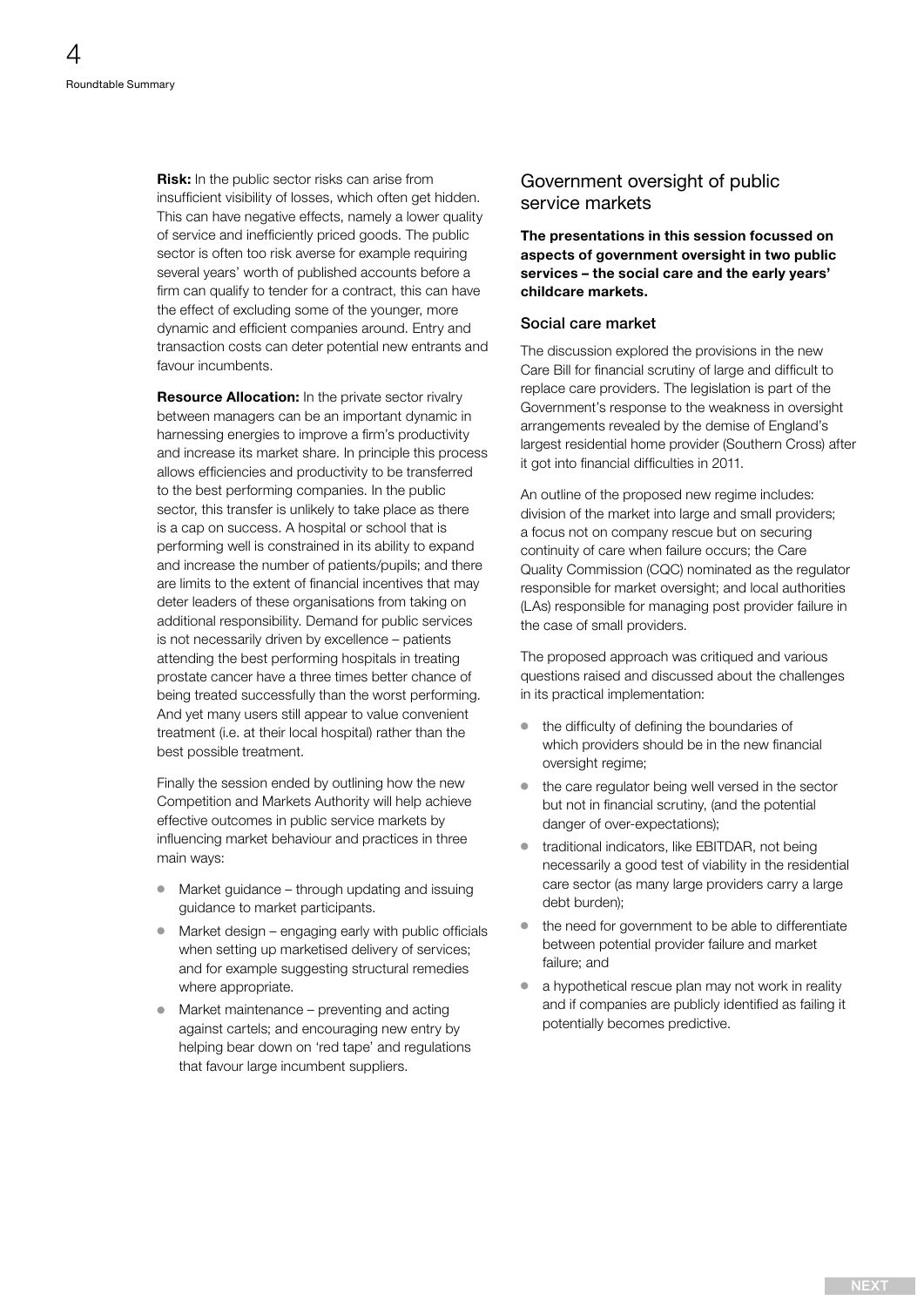**Risk:** In the public sector risks can arise from insufficient visibility of losses, which often get hidden. This can have negative effects, namely a lower quality of service and inefficiently priced goods. The public sector is often too risk averse for example requiring several years' worth of published accounts before a firm can qualify to tender for a contract, this can have the effect of excluding some of the younger, more dynamic and efficient companies around. Entry and transaction costs can deter potential new entrants and favour incumbents.

**Resource Allocation:** In the private sector rivalry between managers can be an important dynamic in harnessing energies to improve a firm's productivity and increase its market share. In principle this process allows efficiencies and productivity to be transferred to the best performing companies. In the public sector, this transfer is unlikely to take place as there is a cap on success. A hospital or school that is performing well is constrained in its ability to expand and increase the number of patients/pupils; and there are limits to the extent of financial incentives that may deter leaders of these organisations from taking on additional responsibility. Demand for public services is not necessarily driven by excellence – patients attending the best performing hospitals in treating prostate cancer have a three times better chance of being treated successfully than the worst performing. And yet many users still appear to value convenient treatment (i.e. at their local hospital) rather than the best possible treatment.

Finally the session ended by outlining how the new Competition and Markets Authority will help achieve effective outcomes in public service markets by influencing market behaviour and practices in three main ways:

- Market guidance – through updating and issuing guidance to market participants.
- Market design – engaging early with public officials when setting up marketised delivery of services; and for example suggesting structural remedies where appropriate.
- Market maintenance – preventing and acting against cartels; and encouraging new entry by helping bear down on 'red tape' and regulations that favour large incumbent suppliers.

## Government oversight of public service markets

**The presentations in this session focussed on aspects of government oversight in two public services – the social care and the early years' childcare markets.**

### Social care market

The discussion explored the provisions in the new Care Bill for financial scrutiny of large and difficult to replace care providers. The legislation is part of the Government's response to the weakness in oversight arrangements revealed by the demise of England's largest residential home provider (Southern Cross) after it got into financial difficulties in 2011.

An outline of the proposed new regime includes: division of the market into large and small providers; a focus not on company rescue but on securing continuity of care when failure occurs; the Care Quality Commission (CQC) nominated as the regulator responsible for market oversight; and local authorities (LAs) responsible for managing post provider failure in the case of small providers.

The proposed approach was critiqued and various questions raised and discussed about the challenges in its practical implementation:

- the difficulty of defining the boundaries of which providers should be in the new financial oversight regime;
- the care regulator being well versed in the sector but not in financial scrutiny, (and the potential danger of over-expectations);
- traditional indicators, like EBITDAR, not being necessarily a good test of viability in the residential care sector (as many large providers carry a large debt burden);
- the need for government to be able to differentiate between potential provider failure and market failure; and
- a hypothetical rescue plan may not work in reality and if companies are publicly identified as failing it potentially becomes predictive.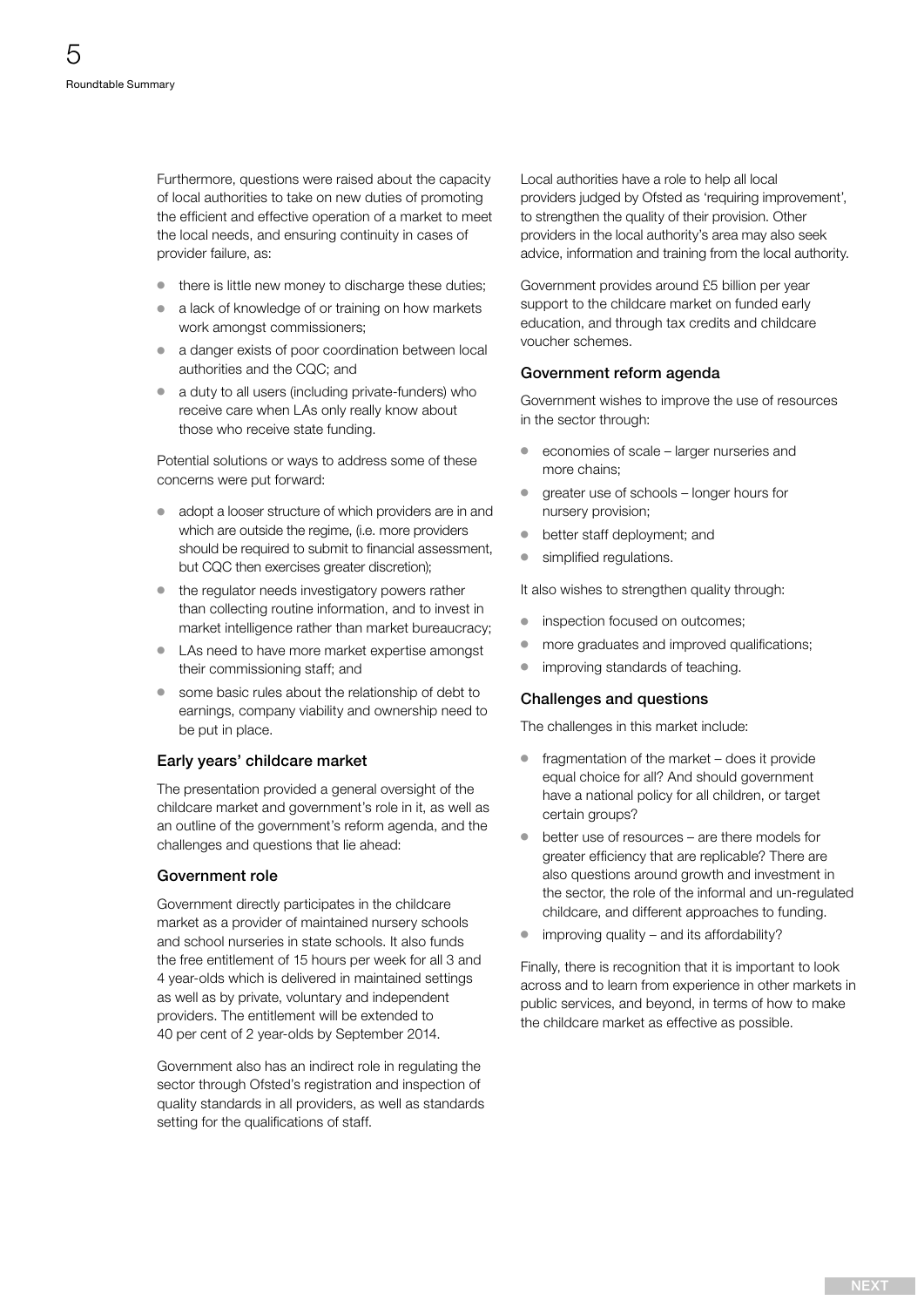Furthermore, questions were raised about the capacity of local authorities to take on new duties of promoting the efficient and effective operation of a market to meet the local needs, and ensuring continuity in cases of provider failure, as:

- there is little new money to discharge these duties;
- a lack of knowledge of or training on how markets work amongst commissioners;
- a danger exists of poor coordination between local authorities and the CQC; and
- a duty to all users (including private-funders) who receive care when LAs only really know about those who receive state funding.

Potential solutions or ways to address some of these concerns were put forward:

- adopt a looser structure of which providers are in and which are outside the regime, (i.e. more providers should be required to submit to financial assessment, but CQC then exercises greater discretion);
- the regulator needs investigatory powers rather than collecting routine information, and to invest in market intelligence rather than market bureaucracy;
- LAs need to have more market expertise amongst their commissioning staff; and
- some basic rules about the relationship of debt to earnings, company viability and ownership need to be put in place.

### Early years' childcare market

The presentation provided a general oversight of the childcare market and government's role in it, as well as an outline of the government's reform agenda, and the challenges and questions that lie ahead:

### Government role

Government directly participates in the childcare market as a provider of maintained nursery schools and school nurseries in state schools. It also funds the free entitlement of 15 hours per week for all 3 and 4 year-olds which is delivered in maintained settings as well as by private, voluntary and independent providers. The entitlement will be extended to 40 per cent of 2 year-olds by September 2014.

Government also has an indirect role in regulating the sector through Ofsted's registration and inspection of quality standards in all providers, as well as standards setting for the qualifications of staff.

Local authorities have a role to help all local providers judged by Ofsted as 'requiring improvement', to strengthen the quality of their provision. Other providers in the local authority's area may also seek advice, information and training from the local authority.

Government provides around £5 billion per year support to the childcare market on funded early education, and through tax credits and childcare voucher schemes.

### Government reform agenda

Government wishes to improve the use of resources in the sector through:

- economies of scale – larger nurseries and more chains;
- greater use of schools – longer hours for nursery provision;
- better staff deployment; and
- simplified regulations.

It also wishes to strengthen quality through:

- inspection focused on outcomes;
- more graduates and improved qualifications;
- improving standards of teaching.

### Challenges and questions

The challenges in this market include:

- fragmentation of the market – does it provide equal choice for all? And should government have a national policy for all children, or target certain groups?
- better use of resources – are there models for greater efficiency that are replicable? There are also questions around growth and investment in the sector, the role of the informal and un-regulated childcare, and different approaches to funding.
- improving quality – and its affordability?

Finally, there is recognition that it is important to look across and to learn from experience in other markets in public services, and beyond, in terms of how to make the childcare market as effective as possible.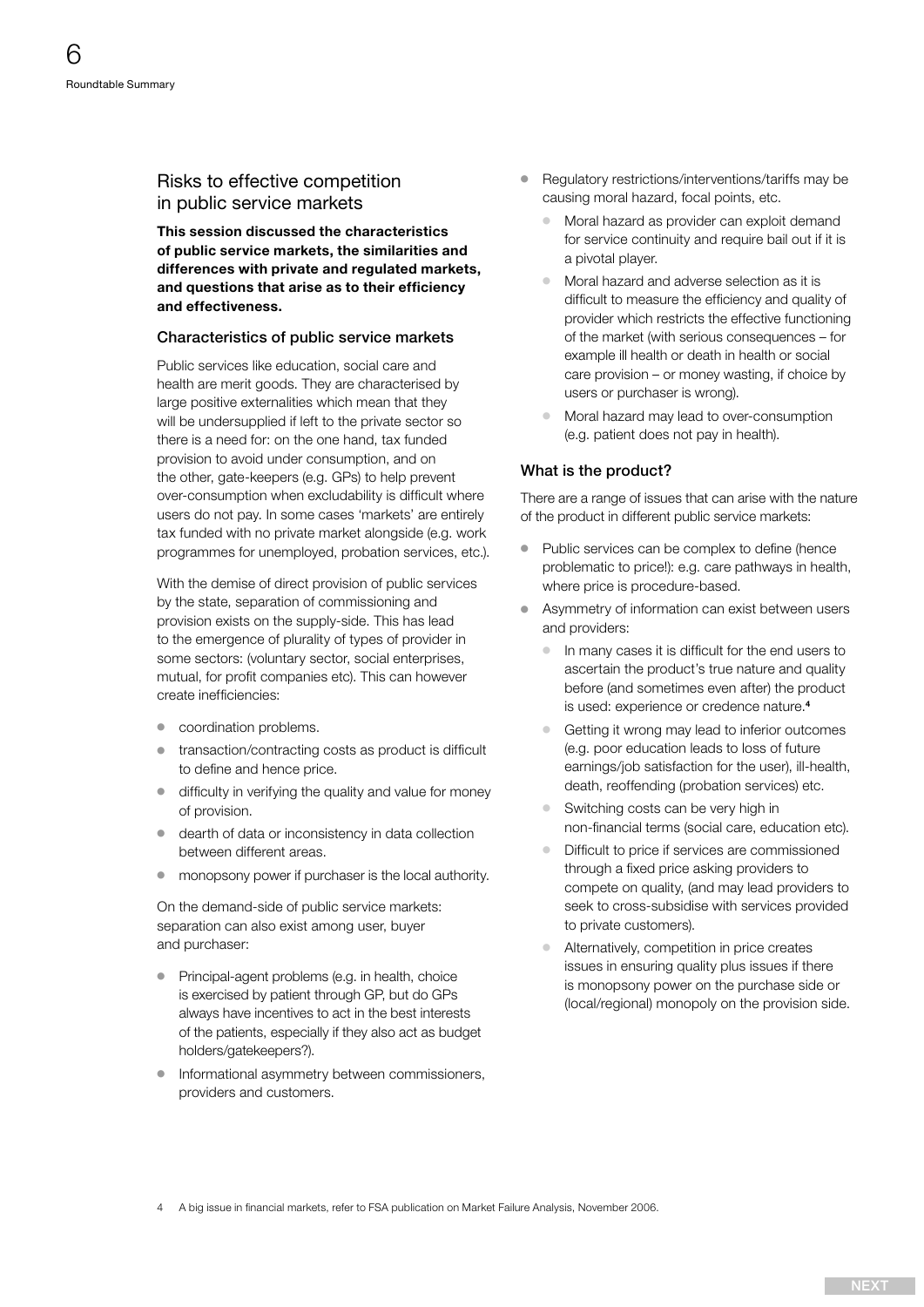## Risks to effective competition in public service markets

**This session discussed the characteristics of public service markets, the similarities and differences with private and regulated markets, and questions that arise as to their efficiency and effectiveness.**

### Characteristics of public service markets

Public services like education, social care and health are merit goods. They are characterised by large positive externalities which mean that they will be undersupplied if left to the private sector so there is a need for: on the one hand, tax funded provision to avoid under consumption, and on the other, gate-keepers (e.g. GPs) to help prevent over-consumption when excludability is difficult where users do not pay. In some cases 'markets' are entirely tax funded with no private market alongside (e.g. work programmes for unemployed, probation services, etc.).

With the demise of direct provision of public services by the state, separation of commissioning and provision exists on the supply-side. This has lead to the emergence of plurality of types of provider in some sectors: (voluntary sector, social enterprises, mutual, for profit companies etc). This can however create inefficiencies:

- coordination problems.
- transaction/contracting costs as product is difficult to define and hence price.
- difficulty in verifying the quality and value for money of provision.
- dearth of data or inconsistency in data collection between different areas.
- monopsony power if purchaser is the local authority.

On the demand-side of public service markets: separation can also exist among user, buyer and purchaser:

- Principal-agent problems (e.g. in health, choice is exercised by patient through GP, but do GPs always have incentives to act in the best interests of the patients, especially if they also act as budget holders/gatekeepers?).
- Informational asymmetry between commissioners, providers and customers.
- Regulatory restrictions/interventions/tariffs may be causing moral hazard, focal points, etc.
  - Moral hazard as provider can exploit demand for service continuity and require bail out if it is a pivotal player.
  - Moral hazard and adverse selection as it is difficult to measure the efficiency and quality of provider which restricts the effective functioning of the market (with serious consequences – for example ill health or death in health or social care provision – or money wasting, if choice by users or purchaser is wrong).
  - Moral hazard may lead to over-consumption (e.g. patient does not pay in health).

### What is the product?

There are a range of issues that can arise with the nature of the product in different public service markets:

- Public services can be complex to define (hence problematic to price!): e.g. care pathways in health, where price is procedure-based.
- Asymmetry of information can exist between users and providers:
  - In many cases it is difficult for the end users to ascertain the product's true nature and quality before (and sometimes even after) the product is used: experience or credence nature.[4]
  - Getting it wrong may lead to inferior outcomes (e.g. poor education leads to loss of future earnings/job satisfaction for the user), ill-health, death, reoffending (probation services) etc.
  - Switching costs can be very high in non-financial terms (social care, education etc).
  - Difficult to price if services are commissioned through a fixed price asking providers to compete on quality, (and may lead providers to seek to cross-subsidise with services provided to private customers).
  - Alternatively, competition in price creates issues in ensuring quality plus issues if there is monopsony power on the purchase side or (local/regional) monopoly on the provision side.

4 A big issue in financial markets, refer to FSA publication on Market Failure Analysis, November 2006.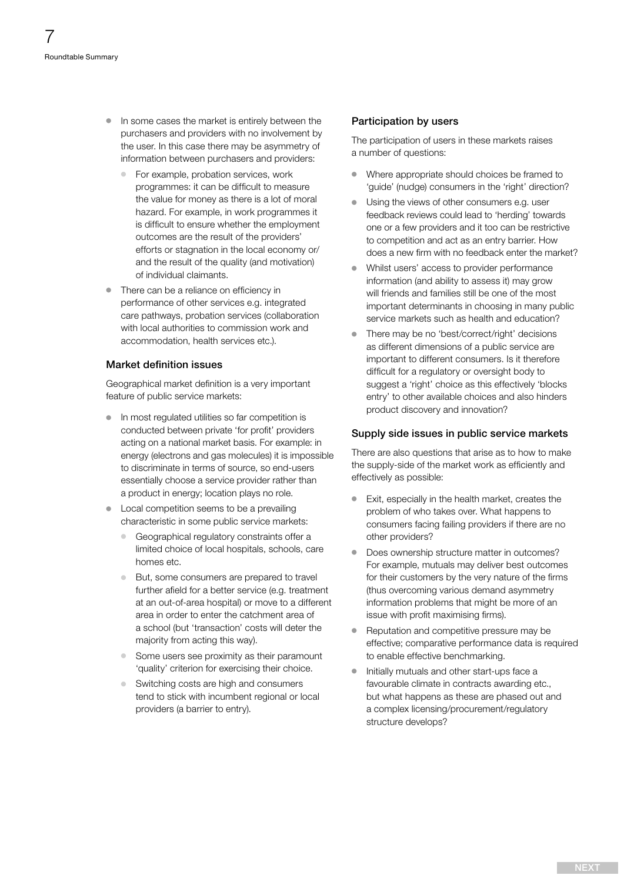- In some cases the market is entirely between the purchasers and providers with no involvement by the user. In this case there may be asymmetry of information between purchasers and providers:
  - For example, probation services, work programmes: it can be difficult to measure the value for money as there is a lot of moral hazard. For example, in work programmes it is difficult to ensure whether the employment outcomes are the result of the providers' efforts or stagnation in the local economy or/ and the result of the quality (and motivation) of individual claimants.
- There can be a reliance on efficiency in performance of other services e.g. integrated care pathways, probation services (collaboration with local authorities to commission work and accommodation, health services etc.).

### Market definition issues

Geographical market definition is a very important feature of public service markets:

- In most regulated utilities so far competition is conducted between private 'for profit' providers acting on a national market basis. For example: in energy (electrons and gas molecules) it is impossible to discriminate in terms of source, so end-users essentially choose a service provider rather than a product in energy; location plays no role.
- Local competition seems to be a prevailing characteristic in some public service markets:
  - Geographical regulatory constraints offer a limited choice of local hospitals, schools, care homes etc.
  - But, some consumers are prepared to travel further afield for a better service (e.g. treatment at an out-of-area hospital) or move to a different area in order to enter the catchment area of a school (but 'transaction' costs will deter the majority from acting this way).
  - Some users see proximity as their paramount 'quality' criterion for exercising their choice.
  - Switching costs are high and consumers tend to stick with incumbent regional or local providers (a barrier to entry).

### Participation by users

The participation of users in these markets raises a number of questions:

- Where appropriate should choices be framed to 'guide' (nudge) consumers in the 'right' direction?
- Using the views of other consumers e.g. user feedback reviews could lead to 'herding' towards one or a few providers and it too can be restrictive to competition and act as an entry barrier. How does a new firm with no feedback enter the market?
- Whilst users' access to provider performance information (and ability to assess it) may grow will friends and families still be one of the most important determinants in choosing in many public service markets such as health and education?
- There may be no 'best/correct/right' decisions as different dimensions of a public service are important to different consumers. Is it therefore difficult for a regulatory or oversight body to suggest a 'right' choice as this effectively 'blocks entry' to other available choices and also hinders product discovery and innovation?

### Supply side issues in public service markets

There are also questions that arise as to how to make the supply-side of the market work as efficiently and effectively as possible:

- Exit, especially in the health market, creates the problem of who takes over. What happens to consumers facing failing providers if there are no other providers?
- Does ownership structure matter in outcomes? For example, mutuals may deliver best outcomes for their customers by the very nature of the firms (thus overcoming various demand asymmetry information problems that might be more of an issue with profit maximising firms).
- Reputation and competitive pressure may be effective; comparative performance data is required to enable effective benchmarking.
- Initially mutuals and other start-ups face a favourable climate in contracts awarding etc., but what happens as these are phased out and a complex licensing/procurement/regulatory structure develops?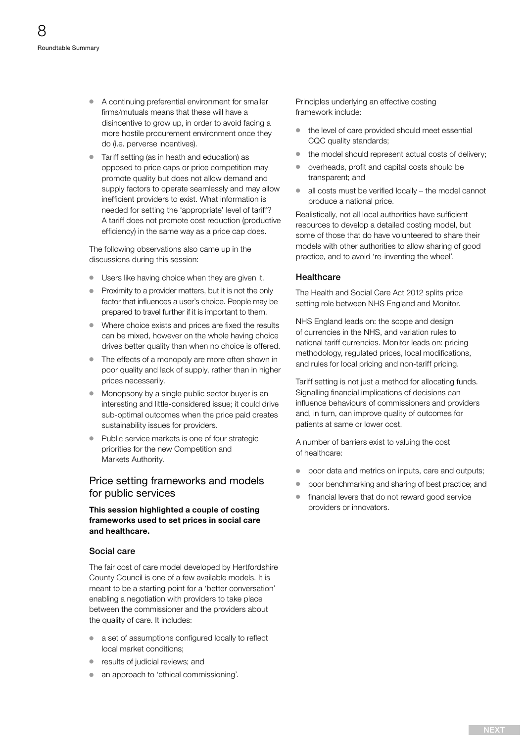- A continuing preferential environment for smaller firms/mutuals means that these will have a disincentive to grow up, in order to avoid facing a more hostile procurement environment once they do (i.e. perverse incentives).
- Tariff setting (as in heath and education) as opposed to price caps or price competition may promote quality but does not allow demand and supply factors to operate seamlessly and may allow inefficient providers to exist. What information is needed for setting the 'appropriate' level of tariff? A tariff does not promote cost reduction (productive efficiency) in the same way as a price cap does.

The following observations also came up in the discussions during this session:

- Users like having choice when they are given it.
- Proximity to a provider matters, but it is not the only factor that influences a user's choice. People may be prepared to travel further if it is important to them.
- Where choice exists and prices are fixed the results can be mixed, however on the whole having choice drives better quality than when no choice is offered.
- The effects of a monopoly are more often shown in poor quality and lack of supply, rather than in higher prices necessarily.
- Monopsony by a single public sector buyer is an interesting and little-considered issue; it could drive sub-optimal outcomes when the price paid creates sustainability issues for providers.
- Public service markets is one of four strategic priorities for the new Competition and Markets Authority.

## Price setting frameworks and models for public services

**This session highlighted a couple of costing frameworks used to set prices in social care and healthcare.**

### Social care

The fair cost of care model developed by Hertfordshire County Council is one of a few available models. It is meant to be a starting point for a 'better conversation' enabling a negotiation with providers to take place between the commissioner and the providers about the quality of care. It includes:

- a set of assumptions configured locally to reflect local market conditions;
- results of judicial reviews; and
- an approach to 'ethical commissioning'.

Principles underlying an effective costing framework include:

- the level of care provided should meet essential CQC quality standards;
- the model should represent actual costs of delivery;
- overheads, profit and capital costs should be transparent; and
- all costs must be verified locally – the model cannot produce a national price.

Realistically, not all local authorities have sufficient resources to develop a detailed costing model, but some of those that do have volunteered to share their models with other authorities to allow sharing of good practice, and to avoid 're-inventing the wheel'.

### Healthcare

The Health and Social Care Act 2012 splits price setting role between NHS England and Monitor.

NHS England leads on: the scope and design of currencies in the NHS, and variation rules to national tariff currencies. Monitor leads on: pricing methodology, regulated prices, local modifications, and rules for local pricing and non-tariff pricing.

Tariff setting is not just a method for allocating funds. Signalling financial implications of decisions can influence behaviours of commissioners and providers and, in turn, can improve quality of outcomes for patients at same or lower cost.

A number of barriers exist to valuing the cost of healthcare:

- poor data and metrics on inputs, care and outputs;
- poor benchmarking and sharing of best practice; and
- financial levers that do not reward good service providers or innovators.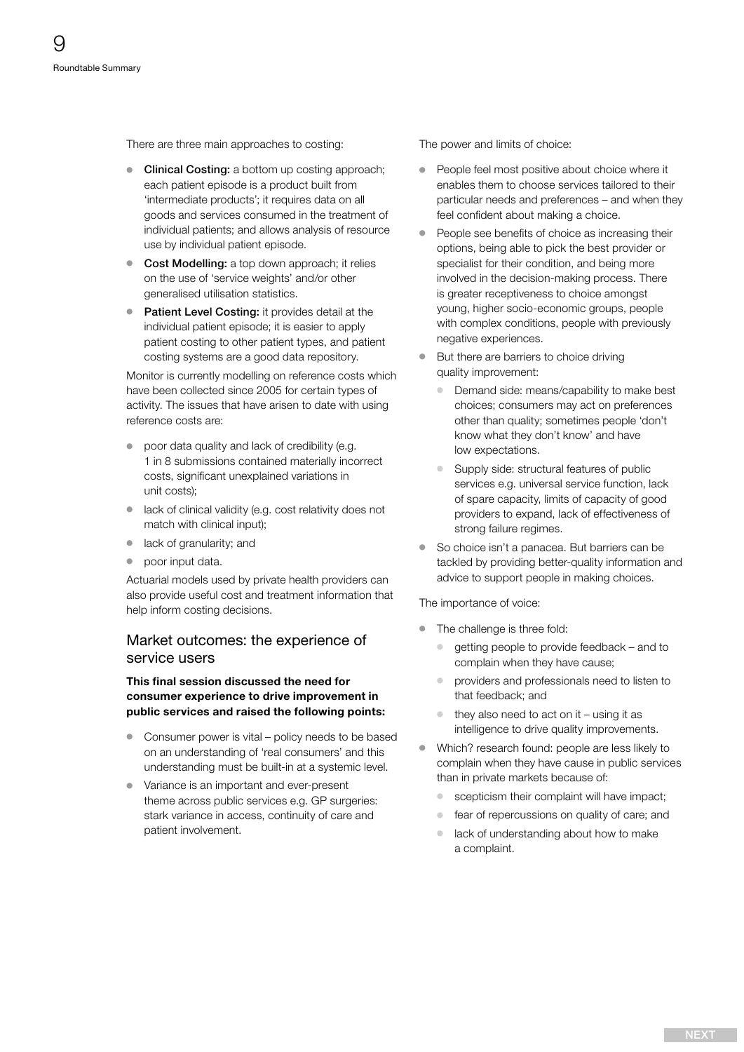There are three main approaches to costing:

- **Clinical Costing:** a bottom up costing approach; each patient episode is a product built from 'intermediate products'; it requires data on all goods and services consumed in the treatment of individual patients; and allows analysis of resource use by individual patient episode.
- **Cost Modelling:** a top down approach; it relies on the use of 'service weights' and/or other generalised utilisation statistics.
- **Patient Level Costing:** it provides detail at the individual patient episode; it is easier to apply patient costing to other patient types, and patient costing systems are a good data repository.

Monitor is currently modelling on reference costs which have been collected since 2005 for certain types of activity. The issues that have arisen to date with using reference costs are:

- poor data quality and lack of credibility (e.g. 1 in 8 submissions contained materially incorrect costs, significant unexplained variations in unit costs);
- lack of clinical validity (e.g. cost relativity does not match with clinical input);
- lack of granularity; and
- poor input data.

Actuarial models used by private health providers can also provide useful cost and treatment information that help inform costing decisions.

## Market outcomes: the experience of service users

**This final session discussed the need for consumer experience to drive improvement in public services and raised the following points:**

- Consumer power is vital – policy needs to be based on an understanding of 'real consumers' and this understanding must be built-in at a systemic level.
- Variance is an important and ever-present theme across public services e.g. GP surgeries: stark variance in access, continuity of care and patient involvement.

The power and limits of choice:

- People feel most positive about choice where it enables them to choose services tailored to their particular needs and preferences – and when they feel confident about making a choice.
- People see benefits of choice as increasing their options, being able to pick the best provider or specialist for their condition, and being more involved in the decision-making process. There is greater receptiveness to choice amongst young, higher socio-economic groups, people with complex conditions, people with previously negative experiences.
- But there are barriers to choice driving quality improvement:
  - Demand side: means/capability to make best choices; consumers may act on preferences other than quality; sometimes people 'don't know what they don't know' and have low expectations.
  - Supply side: structural features of public services e.g. universal service function, lack of spare capacity, limits of capacity of good providers to expand, lack of effectiveness of strong failure regimes.
- So choice isn't a panacea. But barriers can be tackled by providing better-quality information and advice to support people in making choices.

The importance of voice:

- The challenge is three fold:
  - getting people to provide feedback – and to complain when they have cause;
  - providers and professionals need to listen to that feedback; and
  - they also need to act on it – using it as intelligence to drive quality improvements.
- Which? research found: people are less likely to complain when they have cause in public services than in private markets because of:
  - scepticism their complaint will have impact;
  - fear of repercussions on quality of care; and
  - lack of understanding about how to make a complaint.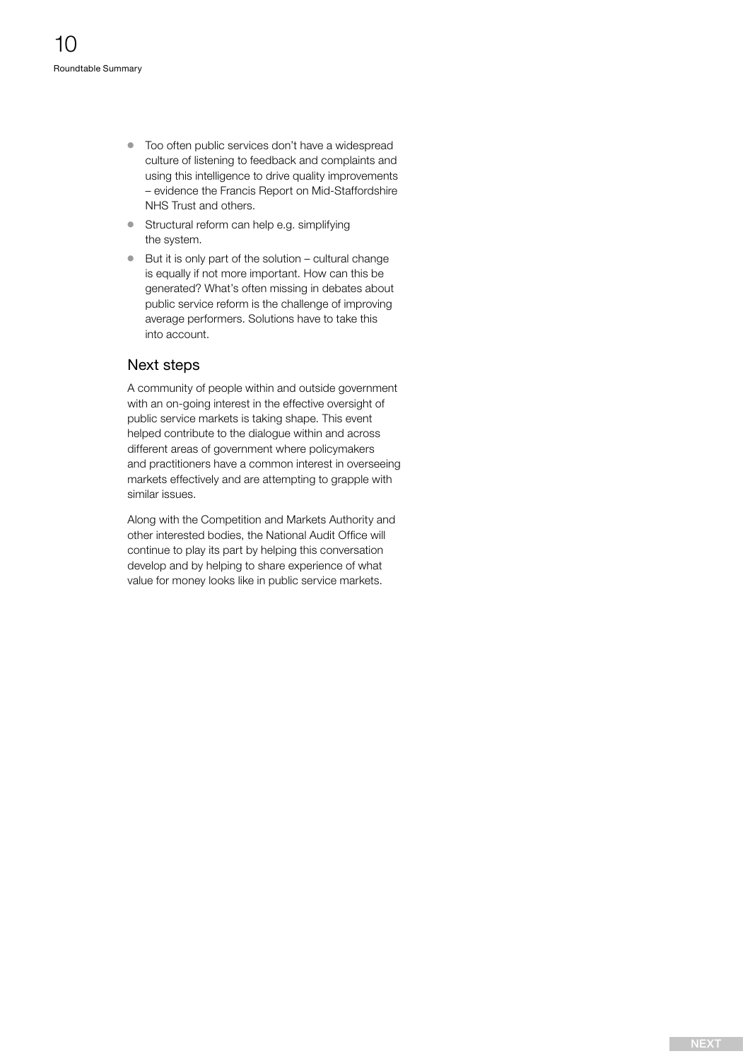- Too often public services don't have a widespread culture of listening to feedback and complaints and using this intelligence to drive quality improvements – evidence the Francis Report on Mid-Staffordshire NHS Trust and others.
- Structural reform can help e.g. simplifying the system.
- But it is only part of the solution – cultural change is equally if not more important. How can this be generated? What's often missing in debates about public service reform is the challenge of improving average performers. Solutions have to take this into account.

## Next steps

A community of people within and outside government with an on-going interest in the effective oversight of public service markets is taking shape. This event helped contribute to the dialogue within and across different areas of government where policymakers and practitioners have a common interest in overseeing markets effectively and are attempting to grapple with similar issues.

Along with the Competition and Markets Authority and other interested bodies, the National Audit Office will continue to play its part by helping this conversation develop and by helping to share experience of what value for money looks like in public service markets.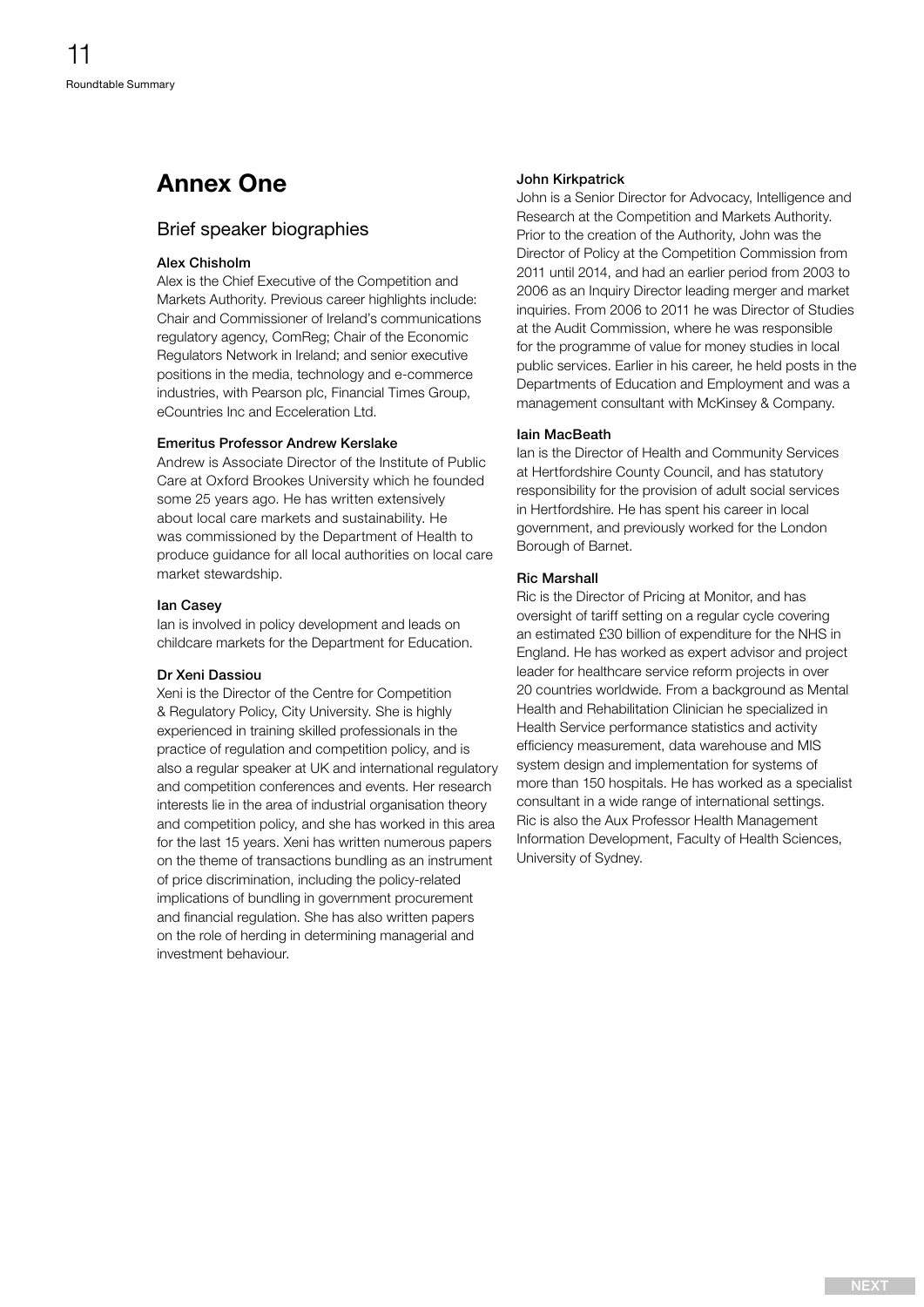# Annex One

## Brief speaker biographies

### Alex Chisholm

Alex is the Chief Executive of the Competition and Markets Authority. Previous career highlights include: Chair and Commissioner of Ireland's communications regulatory agency, ComReg; Chair of the Economic Regulators Network in Ireland; and senior executive positions in the media, technology and e-commerce industries, with Pearson plc, Financial Times Group, eCountries Inc and Ecceleration Ltd.

### Emeritus Professor Andrew Kerslake

Andrew is Associate Director of the Institute of Public Care at Oxford Brookes University which he founded some 25 years ago. He has written extensively about local care markets and sustainability. He was commissioned by the Department of Health to produce guidance for all local authorities on local care market stewardship.

### Ian Casey

Ian is involved in policy development and leads on childcare markets for the Department for Education.

### Dr Xeni Dassiou

Xeni is the Director of the Centre for Competition & Regulatory Policy, City University. She is highly experienced in training skilled professionals in the practice of regulation and competition policy, and is also a regular speaker at UK and international regulatory and competition conferences and events. Her research interests lie in the area of industrial organisation theory and competition policy, and she has worked in this area for the last 15 years. Xeni has written numerous papers on the theme of transactions bundling as an instrument of price discrimination, including the policy-related implications of bundling in government procurement and financial regulation. She has also written papers on the role of herding in determining managerial and investment behaviour.

### John Kirkpatrick

John is a Senior Director for Advocacy, Intelligence and Research at the Competition and Markets Authority. Prior to the creation of the Authority, John was the Director of Policy at the Competition Commission from 2011 until 2014, and had an earlier period from 2003 to 2006 as an Inquiry Director leading merger and market inquiries. From 2006 to 2011 he was Director of Studies at the Audit Commission, where he was responsible for the programme of value for money studies in local public services. Earlier in his career, he held posts in the Departments of Education and Employment and was a management consultant with McKinsey & Company.

### Iain MacBeath

Ian is the Director of Health and Community Services at Hertfordshire County Council, and has statutory responsibility for the provision of adult social services in Hertfordshire. He has spent his career in local government, and previously worked for the London Borough of Barnet.

### Ric Marshall

Ric is the Director of Pricing at Monitor, and has oversight of tariff setting on a regular cycle covering an estimated £30 billion of expenditure for the NHS in England. He has worked as expert advisor and project leader for healthcare service reform projects in over 20 countries worldwide. From a background as Mental Health and Rehabilitation Clinician he specialized in Health Service performance statistics and activity efficiency measurement, data warehouse and MIS system design and implementation for systems of more than 150 hospitals. He has worked as a specialist consultant in a wide range of international settings. Ric is also the Aux Professor Health Management Information Development, Faculty of Health Sciences, University of Sydney.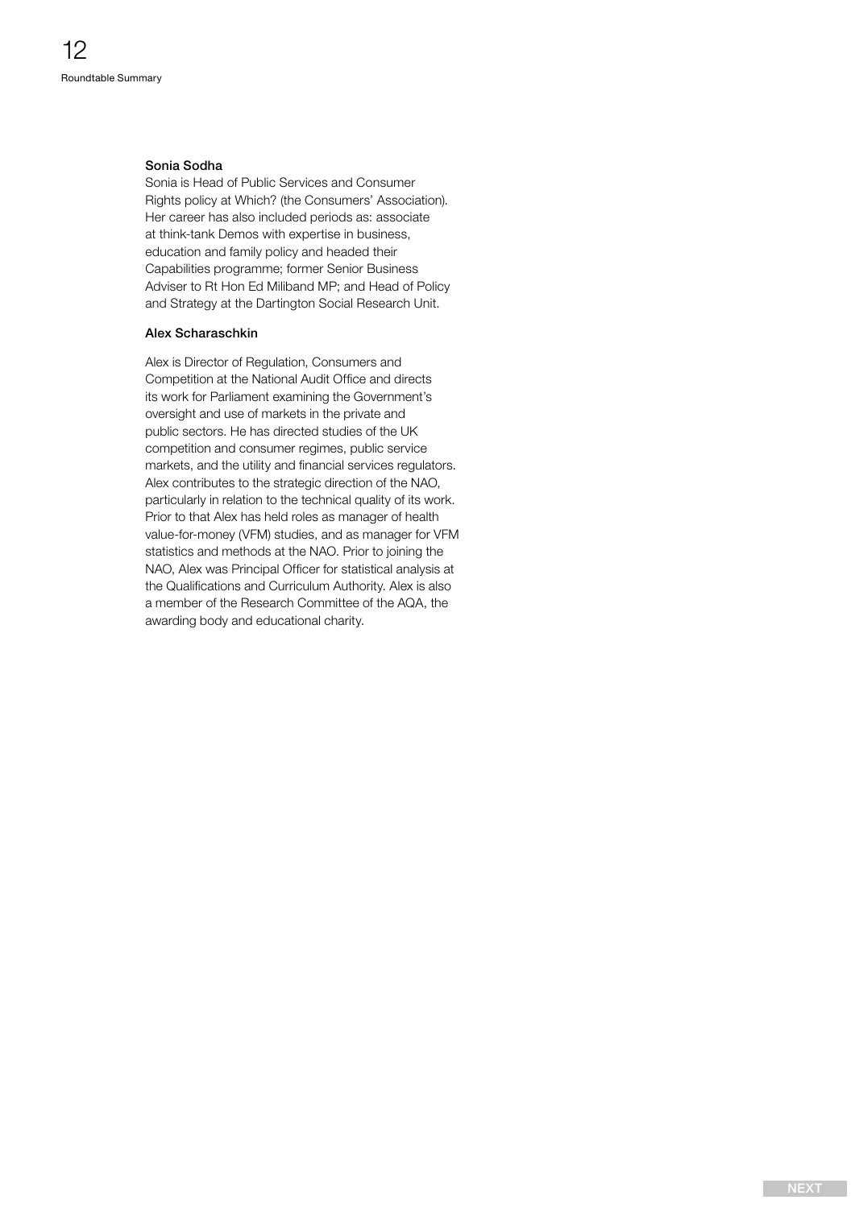**Sonia Sodha**

Sonia is Head of Public Services and Consumer Rights policy at Which? (the Consumers' Association). Her career has also included periods as: associate at think-tank Demos with expertise in business, education and family policy and headed their Capabilities programme; former Senior Business Adviser to Rt Hon Ed Miliband MP; and Head of Policy and Strategy at the Dartington Social Research Unit.

**Alex Scharaschkin**

Alex is Director of Regulation, Consumers and Competition at the National Audit Office and directs its work for Parliament examining the Government's oversight and use of markets in the private and public sectors. He has directed studies of the UK competition and consumer regimes, public service markets, and the utility and financial services regulators. Alex contributes to the strategic direction of the NAO, particularly in relation to the technical quality of its work. Prior to that Alex has held roles as manager of health value-for-money (VFM) studies, and as manager for VFM statistics and methods at the NAO. Prior to joining the NAO, Alex was Principal Officer for statistical analysis at the Qualifications and Curriculum Authority. Alex is also a member of the Research Committee of the AQA, the awarding body and educational charity.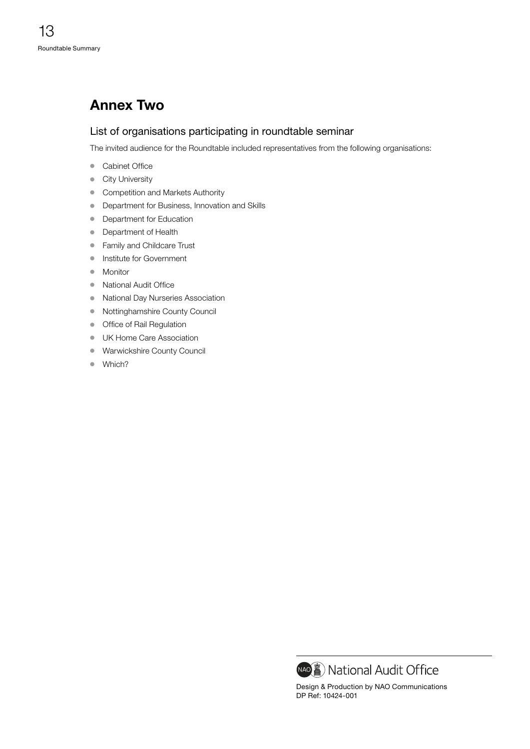## Annex Two

### List of organisations participating in roundtable seminar

The invited audience for the Roundtable included representatives from the following organisations:

- Cabinet Office
- City University
- Competition and Markets Authority
- Department for Business, Innovation and Skills
- Department for Education
- Department of Health
- Family and Childcare Trust
- Institute for Government
- Monitor
- National Audit Office
- National Day Nurseries Association
- Nottinghamshire County Council
- Office of Rail Regulation
- UK Home Care Association
- Warwickshire County Council
- Which?

National Audit Office

Design & Production by NAO Communications
DP Ref: 10424-001